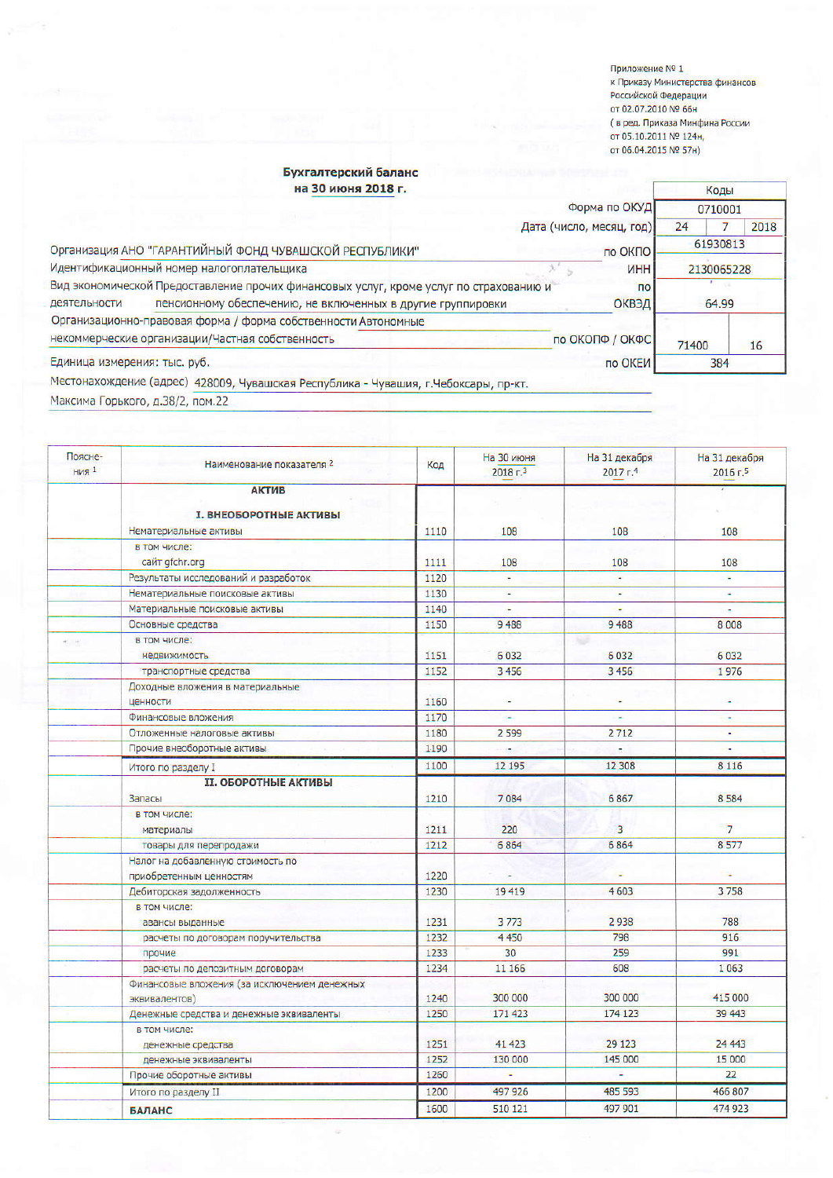Приложение № 1
к Приказу Министерства финансов
Российской Федерации
от 02.07.2010 № 66н
( в ред. Приказа Минфина России
от 05.10.2011 № 124н,
от 06.04.2015 № 57н)

## Бухгалтерский баланс
## на 30 июня 2018 г.

| | | Коды | |
|---|---|---|---|
| | Форма по ОКУД | 0710001 | |
| | Дата (число, месяц, год) | 24 | 7 | 2018 |
| Организация АНО "ГАРАНТИЙНЫЙ ФОНД ЧУВАШСКОЙ РЕСПУБЛИКИ" | по ОКПО | 61930813 | |
| Идентификационный номер налогоплательщика | ИНН | 2130065228 | |
| Вид экономической деятельности: Предоставление прочих финансовых услуг, кроме услуг по страхованию и пенсионному обеспечению, не включенных в другие группировки | по ОКВЭД | 64.99 | |
| Организационно-правовая форма / форма собственности: Автономные некоммерческие организации/Частная собственность | по ОКОПФ / ОКФС | 71400 | 16 |
| Единица измерения: тыс. руб. | по ОКЕИ | 384 | |

Местонахождение (адрес) 428009, Чувашская Республика - Чувашия, г.Чебоксары, пр-кт. Максима Горького, д.38/2, пом.22

| Пояснения [1] | Наименование показателя [2] | Код | На 30 июня 2018 г.[3] | На 31 декабря 2017 г.[4] | На 31 декабря 2016 г.[5] |
|---|---|---|---|---|---|
| | **АКТИВ** | | | | |
| | **I. ВНЕОБОРОТНЫЕ АКТИВЫ** | | | | |
| | Нематериальные активы | 1110 | 108 | 108 | 108 |
| | в том числе: сайт gfchr.org | 1111 | 108 | 108 | 108 |
| | Результаты исследований и разработок | 1120 | - | - | - |
| | Нематериальные поисковые активы | 1130 | - | - | - |
| | Материальные поисковые активы | 1140 | - | - | - |
| | Основные средства | 1150 | 9 488 | 9 488 | 8 008 |
| | в том числе: недвижимость | 1151 | 6 032 | 6 032 | 6 032 |
| | транспортные средства | 1152 | 3 456 | 3 456 | 1 976 |
| | Доходные вложения в материальные ценности | 1160 | - | - | - |
| | Финансовые вложения | 1170 | - | - | - |
| | Отложенные налоговые активы | 1180 | 2 599 | 2 712 | - |
| | Прочие внеоборотные активы | 1190 | - | - | - |
| | Итого по разделу I | 1100 | 12 195 | 12 308 | 8 116 |
| | **II. ОБОРОТНЫЕ АКТИВЫ** | | | | |
| | Запасы | 1210 | 7 084 | 6 867 | 8 584 |
| | в том числе: материалы | 1211 | 220 | 3 | 7 |
| | товары для перепродажи | 1212 | 6 864 | 6 864 | 8 577 |
| | Налог на добавленную стоимость по приобретенным ценностям | 1220 | - | - | - |
| | Дебиторская задолженность | 1230 | 19 419 | 4 603 | 3 758 |
| | в том числе: авансы выданные | 1231 | 3 773 | 2 938 | 788 |
| | расчеты по договорам поручительства | 1232 | 4 450 | 798 | 916 |
| | прочие | 1233 | 30 | 259 | 991 |
| | расчеты по депозитным договорам | 1234 | 11 166 | 608 | 1 063 |
| | Финансовые вложения (за исключением денежных эквивалентов) | 1240 | 300 000 | 300 000 | 415 000 |
| | Денежные средства и денежные эквиваленты | 1250 | 171 423 | 174 123 | 39 443 |
| | в том числе: денежные средства | 1251 | 41 423 | 29 123 | 24 443 |
| | денежные эквиваленты | 1252 | 130 000 | 145 000 | 15 000 |
| | Прочие оборотные активы | 1260 | - | - | 22 |
| | Итого по разделу II | 1200 | 497 926 | 485 593 | 466 807 |
| | **БАЛАНС** | 1600 | 510 121 | 497 901 | 474 923 |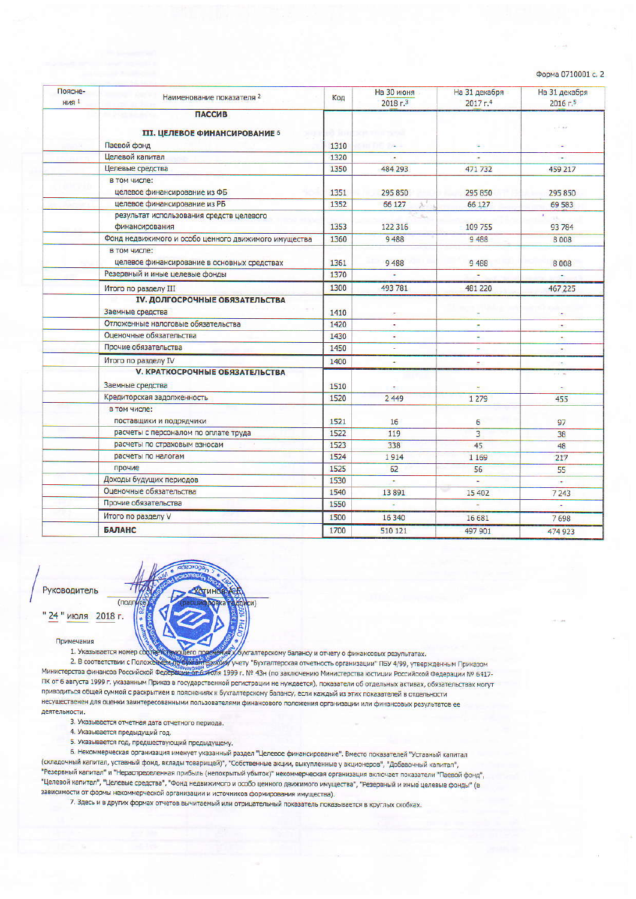Форма 0710001 с. 2

| Пояснения [1] | Наименование показателя [2] | Код | На 30 июня 2018 г.[3] | На 31 декабря 2017 г.[4] | На 31 декабря 2016 г.[5] |
|---|---|---|---|---|---|
| | **ПАССИВ** | | | | |
| | **III. ЦЕЛЕВОЕ ФИНАНСИРОВАНИЕ** [6] | | | | |
| | Паевой фонд | 1310 | - | - | - |
| | Целевой капитал | 1320 | - | - | - |
| | Целевые средства | 1350 | 484 293 | 471 732 | 459 217 |
| | в том числе: | | | | |
| | целевое финансирование из ФБ | 1351 | 295 850 | 295 850 | 295 850 |
| | целевое финансирование из РБ | 1352 | 66 127 | 66 127 | 69 583 |
| | результат использования средств целевого финансирования | 1353 | 122 316 | 109 755 | 93 784 |
| | Фонд недвижимого и особо ценного движимого имущества | 1360 | 9 488 | 9 488 | 8 008 |
| | в том числе: | | | | |
| | целевое финансирование в основных средствах | 1361 | 9 488 | 9 488 | 8 008 |
| | Резервный и иные целевые фонды | 1370 | - | - | - |
| | Итого по разделу III | 1300 | 493 781 | 481 220 | 467 225 |
| | **IV. ДОЛГОСРОЧНЫЕ ОБЯЗАТЕЛЬСТВА** | | | | |
| | Заемные средства | 1410 | - | - | - |
| | Отложенные налоговые обязательства | 1420 | - | - | - |
| | Оценочные обязательства | 1430 | - | - | - |
| | Прочие обязательства | 1450 | - | - | - |
| | Итого по разделу IV | 1400 | - | - | - |
| | **V. КРАТКОСРОЧНЫЕ ОБЯЗАТЕЛЬСТВА** | | | | |
| | Заемные средства | 1510 | - | - | - |
| | Кредиторская задолженность | 1520 | 2 449 | 1 279 | 455 |
| | в том числе: | | | | |
| | поставщики и подрядчики | 1521 | 16 | 6 | 97 |
| | расчеты с персоналом по оплате труда | 1522 | 119 | 3 | 38 |
| | расчеты по страховым взносам | 1523 | 338 | 45 | 48 |
| | расчеты по налогам | 1524 | 1 914 | 1 169 | 217 |
| | прочие | 1525 | 62 | 56 | 55 |
| | Доходы будущих периодов | 1530 | - | - | - |
| | Оценочные обязательства | 1540 | 13 891 | 15 402 | 7 243 |
| | Прочие обязательства | 1550 | - | - | - |
| | Итого по разделу V | 1500 | 16 340 | 16 681 | 7 698 |
| | **БАЛАНС** | 1700 | 510 121 | 497 901 | 474 923 |

Руководитель ____________ (подпись) Устинов А.Е. (расшифровка подписи)

" 24 " июля 2018 г.

Примечания

1. Указывается номер соответствующего пояснения к бухгалтерскому балансу и отчету о финансовых результатах.
2. В соответствии с Положением по бухгалтерскому учету "Бухгалтерская отчетность организации" ПБУ 4/99, утвержденным Приказом Министерства финансов Российской Федерации от 6 июля 1999 г. № 43н (по заключению Министерства юстиции Российской Федерации № 6417-ПК от 6 августа 1999 г. указанным Приказ в государственной регистрации не нуждается), показатели об отдельных активах, обязательствах могут приводиться общей суммой с раскрытием в пояснениях к бухгалтерскому балансу, если каждый из этих показателей в отдельности несущественен для оценки заинтересованными пользователями финансового положения организации или финансовых результатов ее деятельности.
3. Указывается отчетная дата отчетного периода.
4. Указывается предыдущий год.
5. Указывается год, предшествующий предыдущему.
6. Некоммерческая организация именует указанный раздел "Целевое финансирование". Вместо показателей "Уставный капитал (складочный капитал, уставный фонд, вклады товарищей)", "Собственные акции, выкупленные у акционеров", "Добавочный капитал", "Резервный капитал" и "Нераспределенная прибыль (непокрытый убыток)" некоммерческая организация включает показатели "Паевой фонд", "Целевой капитал", "Целевые средства", "Фонд недвижимого и особо ценного движимого имущества", "Резервный и иные целевые фонды" (в зависимости от формы некоммерческой организации и источников формирования имущества).
7. Здесь и в других формах отчетов вычитаемый или отрицательный показатель показывается в круглых скобках.